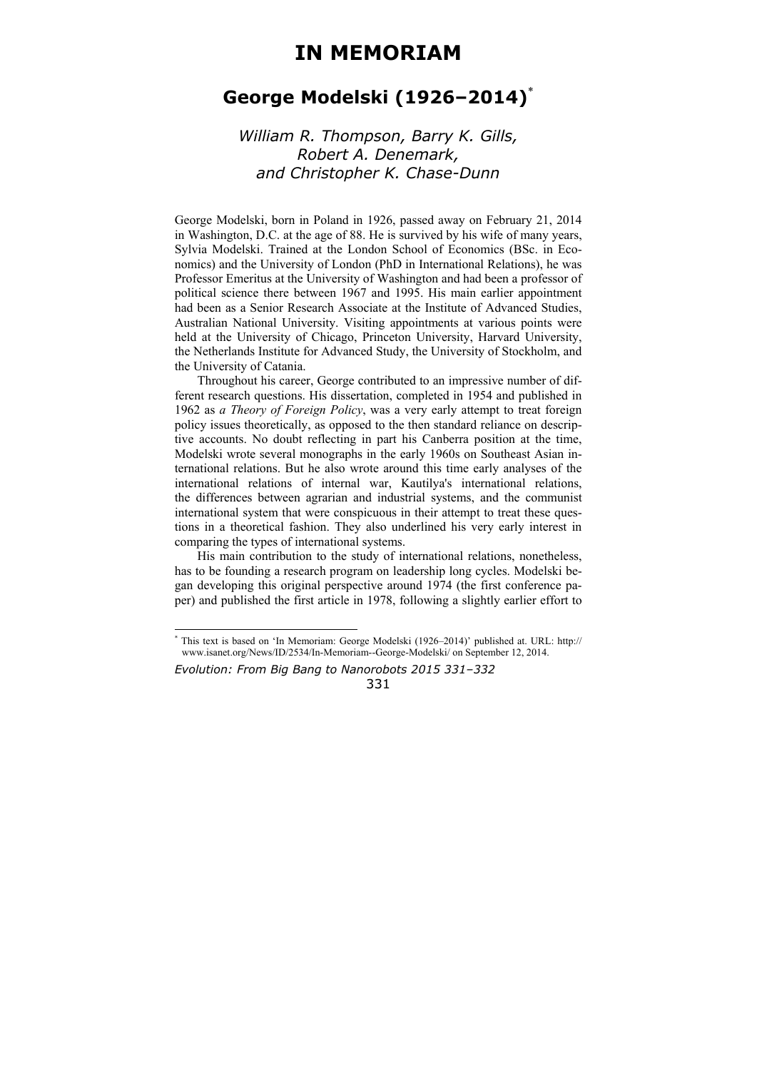# IN MEMORIAM

## George Modelski (1926–2014)[*]

*William R. Thompson, Barry K. Gills, Robert A. Denemark, and Christopher K. Chase-Dunn*

George Modelski, born in Poland in 1926, passed away on February 21, 2014 in Washington, D.C. at the age of 88. He is survived by his wife of many years, Sylvia Modelski. Trained at the London School of Economics (BSc. in Economics) and the University of London (PhD in International Relations), he was Professor Emeritus at the University of Washington and had been a professor of political science there between 1967 and 1995. His main earlier appointment had been as a Senior Research Associate at the Institute of Advanced Studies, Australian National University. Visiting appointments at various points were held at the University of Chicago, Princeton University, Harvard University, the Netherlands Institute for Advanced Study, the University of Stockholm, and the University of Catania.

Throughout his career, George contributed to an impressive number of different research questions. His dissertation, completed in 1954 and published in 1962 as *a Theory of Foreign Policy*, was a very early attempt to treat foreign policy issues theoretically, as opposed to the then standard reliance on descriptive accounts. No doubt reflecting in part his Canberra position at the time, Modelski wrote several monographs in the early 1960s on Southeast Asian international relations. But he also wrote around this time early analyses of the international relations of internal war, Kautilya's international relations, the differences between agrarian and industrial systems, and the communist international system that were conspicuous in their attempt to treat these questions in a theoretical fashion. They also underlined his very early interest in comparing the types of international systems.

His main contribution to the study of international relations, nonetheless, has to be founding a research program on leadership long cycles. Modelski began developing this original perspective around 1974 (the first conference paper) and published the first article in 1978, following a slightly earlier effort to

[*] This text is based on 'In Memoriam: George Modelski (1926–2014)' published at. URL: http://www.isanet.org/News/ID/2534/In-Memoriam--George-Modelski/ on September 12, 2014.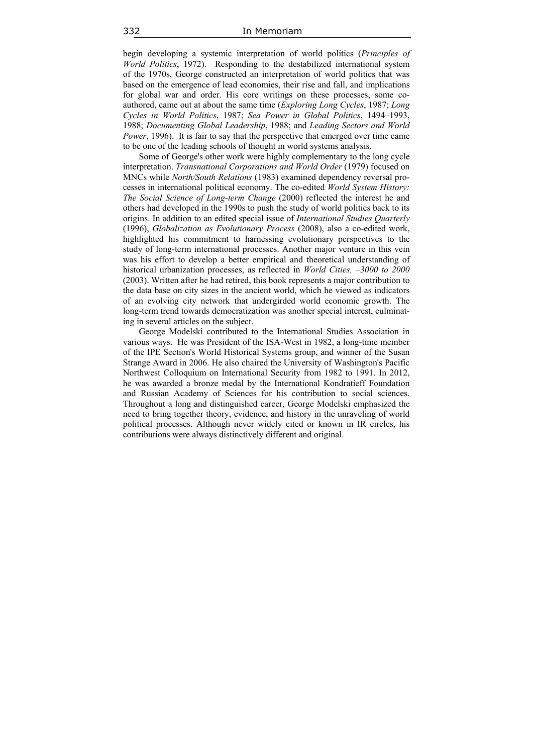begin developing a systemic interpretation of world politics (*Principles of World Politics*, 1972). Responding to the destabilized international system of the 1970s, George constructed an interpretation of world politics that was based on the emergence of lead economies, their rise and fall, and implications for global war and order. His core writings on these processes, some co-authored, came out at about the same time (*Exploring Long Cycles*, 1987; *Long Cycles in World Politics*, 1987; *Sea Power in Global Politics*, 1494–1993, 1988; *Documenting Global Leadership*, 1988; and *Leading Sectors and World Power*, 1996). It is fair to say that the perspective that emerged over time came to be one of the leading schools of thought in world systems analysis.

Some of George's other work were highly complementary to the long cycle interpretation. *Transnational Corporations and World Order* (1979) focused on MNCs while *North/South Relations* (1983) examined dependency reversal processes in international political economy. The co-edited *World System History: The Social Science of Long-term Change* (2000) reflected the interest he and others had developed in the 1990s to push the study of world politics back to its origins. In addition to an edited special issue of *International Studies Quarterly* (1996), *Globalization as Evolutionary Process* (2008), also a co-edited work, highlighted his commitment to harnessing evolutionary perspectives to the study of long-term international processes. Another major venture in this vein was his effort to develop a better empirical and theoretical understanding of historical urbanization processes, as reflected in *World Cities, –3000 to 2000* (2003). Written after he had retired, this book represents a major contribution to the data base on city sizes in the ancient world, which he viewed as indicators of an evolving city network that undergirded world economic growth. The long-term trend towards democratization was another special interest, culminating in several articles on the subject.

George Modelski contributed to the International Studies Association in various ways. He was President of the ISA-West in 1982, a long-time member of the IPE Section's World Historical Systems group, and winner of the Susan Strange Award in 2006. He also chaired the University of Washington's Pacific Northwest Colloquium on International Security from 1982 to 1991. In 2012, he was awarded a bronze medal by the International Kondratieff Foundation and Russian Academy of Sciences for his contribution to social sciences. Throughout a long and distinguished career, George Modelski emphasized the need to bring together theory, evidence, and history in the unraveling of world political processes. Although never widely cited or known in IR circles, his contributions were always distinctively different and original.